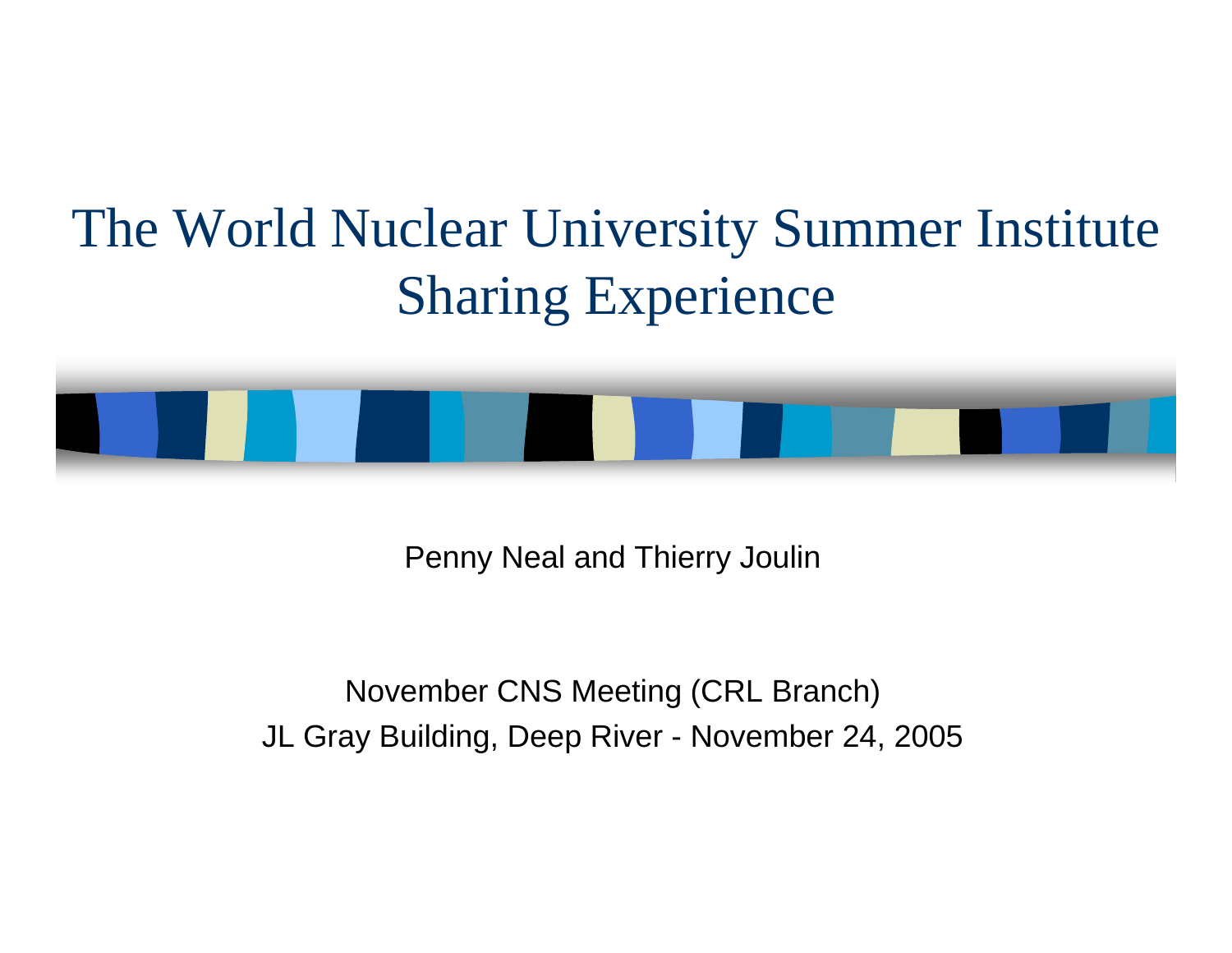# The World Nuclear University Summer Institute Sharing Experience

Penny Neal and Thierry Joulin

November CNS Meeting (CRL Branch)

JL Gray Building, Deep River - November 24, 2005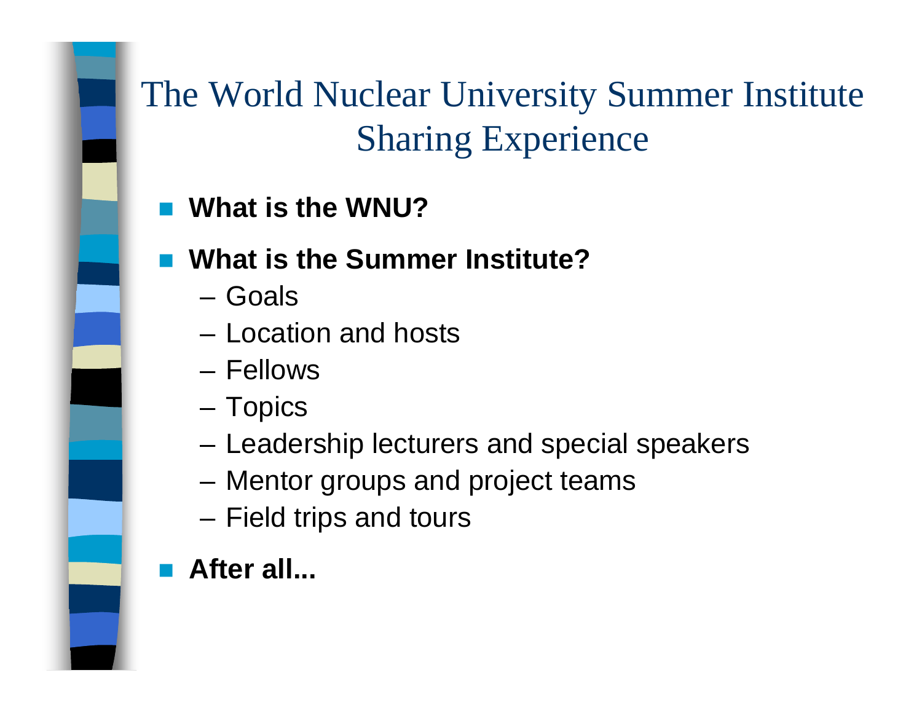# The World Nuclear University Summer Institute Sharing Experience

- **What is the WNU?**
- **What is the Summer Institute?**
  - Goals
  - Location and hosts
  - Fellows
  - Topics
  - Leadership lecturers and special speakers
  - Mentor groups and project teams
  - Field trips and tours
- **After all...**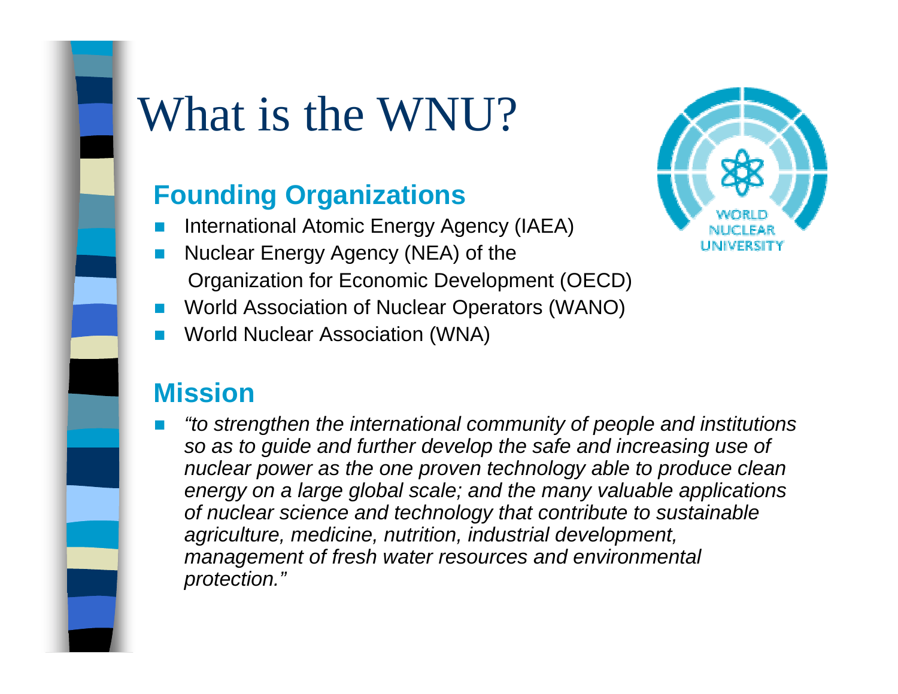# What is the WNU?

## Founding Organizations

- International Atomic Energy Agency (IAEA)
- Nuclear Energy Agency (NEA) of the Organization for Economic Development (OECD)
- World Association of Nuclear Operators (WANO)
- World Nuclear Association (WNA)

## Mission

- *"to strengthen the international community of people and institutions so as to guide and further develop the safe and increasing use of nuclear power as the one proven technology able to produce clean energy on a large global scale; and the many valuable applications of nuclear science and technology that contribute to sustainable agriculture, medicine, nutrition, industrial development, management of fresh water resources and environmental protection."*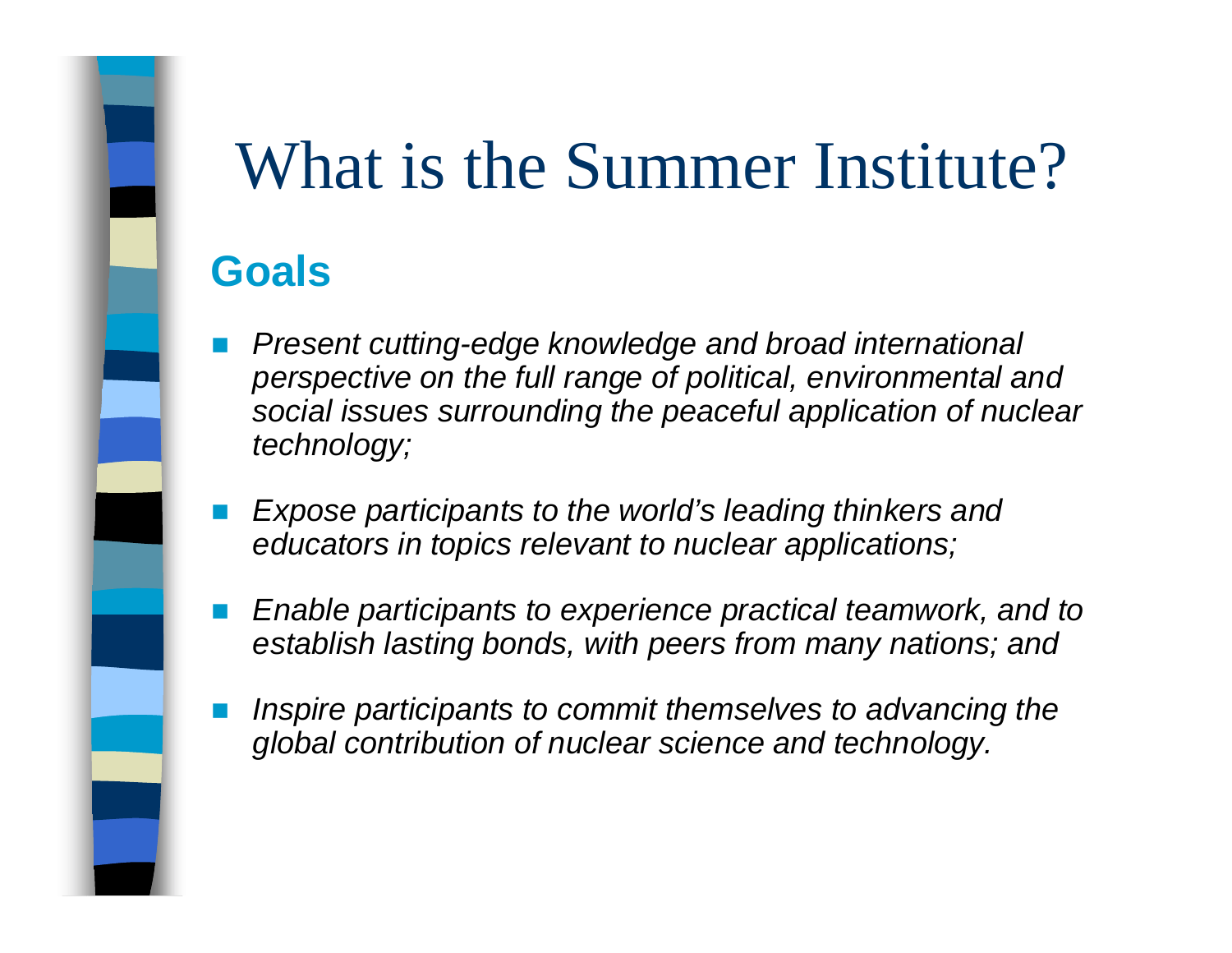# What is the Summer Institute?

## Goals

- *Present cutting-edge knowledge and broad international perspective on the full range of political, environmental and social issues surrounding the peaceful application of nuclear technology;*
- *Expose participants to the world's leading thinkers and educators in topics relevant to nuclear applications;*
- *Enable participants to experience practical teamwork, and to establish lasting bonds, with peers from many nations; and*
- *Inspire participants to commit themselves to advancing the global contribution of nuclear science and technology.*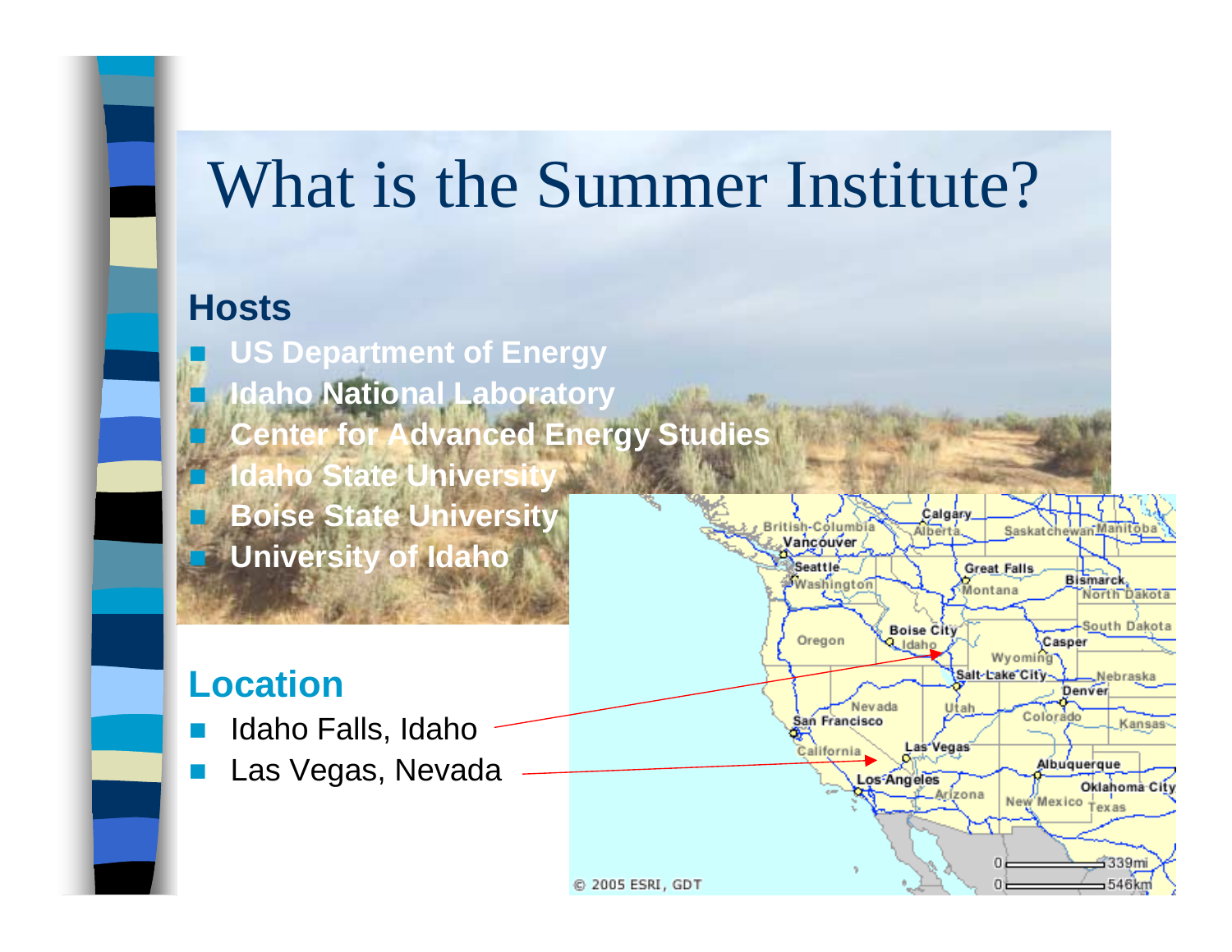# What is the Summer Institute?

## Hosts

- US Department of Energy
- Idaho National Laboratory
- Center for Advanced Energy Studies
- Idaho State University
- Boise State University
- University of Idaho

## Location

- Idaho Falls, Idaho
- Las Vegas, Nevada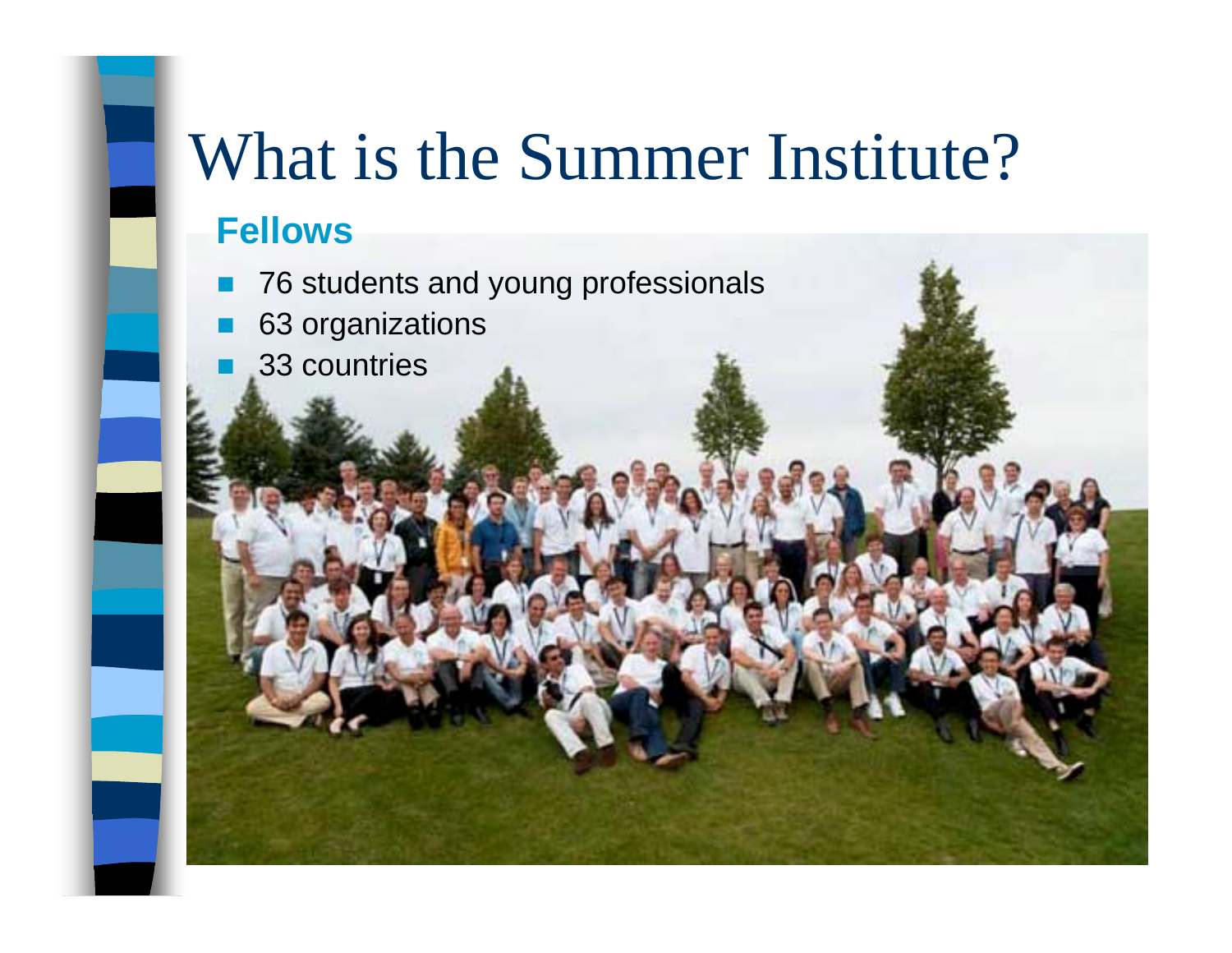# What is the Summer Institute?

## Fellows

- 76 students and young professionals
- 63 organizations
- 33 countries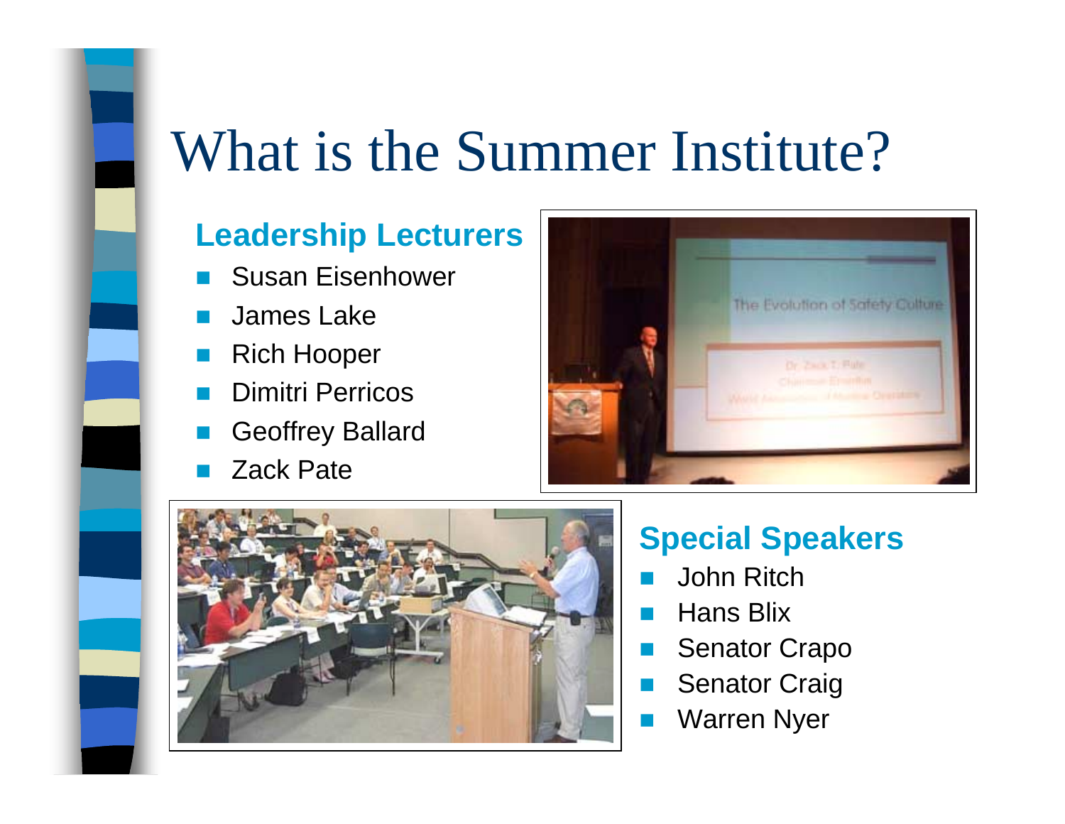# What is the Summer Institute?

## Leadership Lecturers

- Susan Eisenhower
- James Lake
- Rich Hooper
- Dimitri Perricos
- Geoffrey Ballard
- Zack Pate

## Special Speakers

- John Ritch
- Hans Blix
- Senator Crapo
- Senator Craig
- Warren Nyer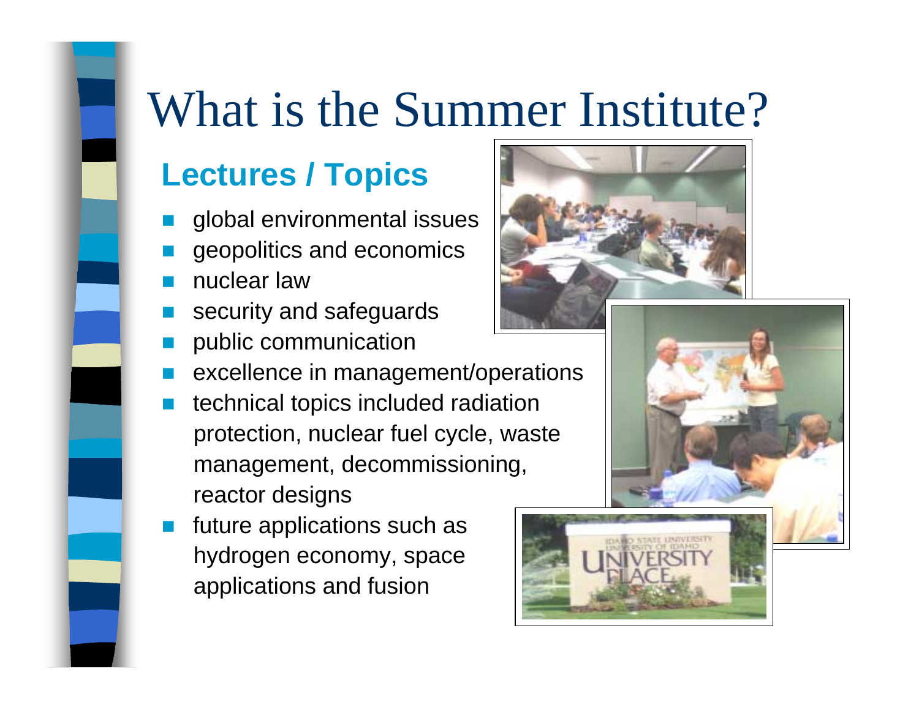# What is the Summer Institute?

## Lectures / Topics

- global environmental issues
- geopolitics and economics
- nuclear law
- security and safeguards
- public communication
- excellence in management/operations
- technical topics included radiation protection, nuclear fuel cycle, waste management, decommissioning, reactor designs
- future applications such as hydrogen economy, space applications and fusion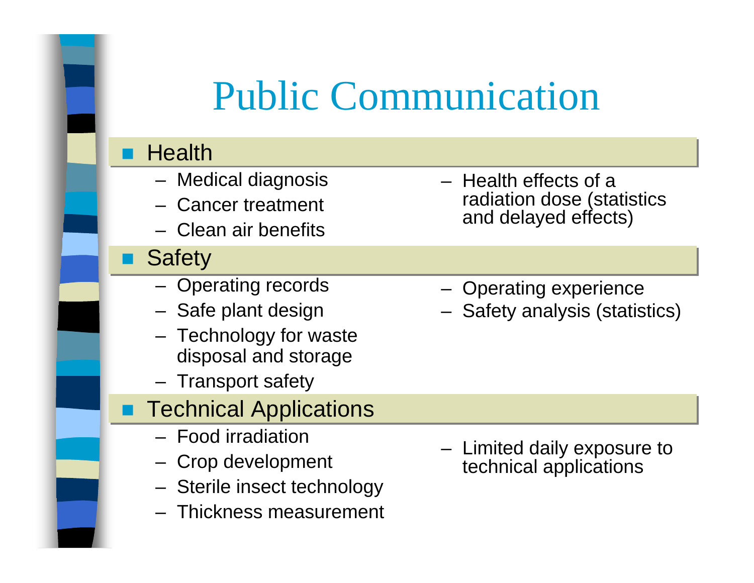# Public Communication

- **Health**
  - Medical diagnosis
  - Cancer treatment
  - Clean air benefits
  - Health effects of a radiation dose (statistics and delayed effects)
- **Safety**
  - Operating records
  - Safe plant design
  - Technology for waste disposal and storage
  - Transport safety
  - Operating experience
  - Safety analysis (statistics)
- **Technical Applications**
  - Food irradiation
  - Crop development
  - Sterile insect technology
  - Thickness measurement
  - Limited daily exposure to technical applications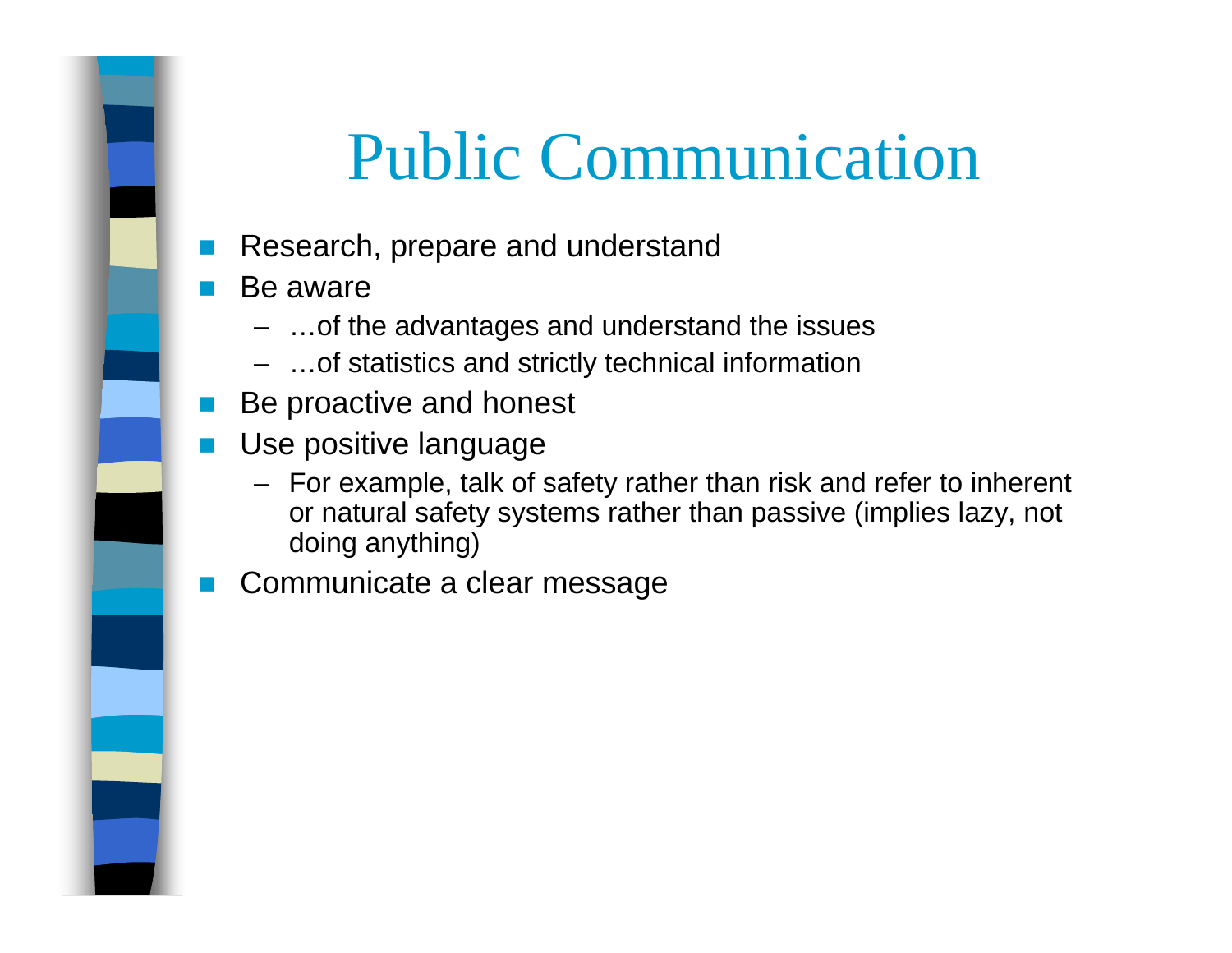# Public Communication

- Research, prepare and understand
- Be aware
  - …of the advantages and understand the issues
  - …of statistics and strictly technical information
- Be proactive and honest
- Use positive language
  - For example, talk of safety rather than risk and refer to inherent or natural safety systems rather than passive (implies lazy, not doing anything)
- Communicate a clear message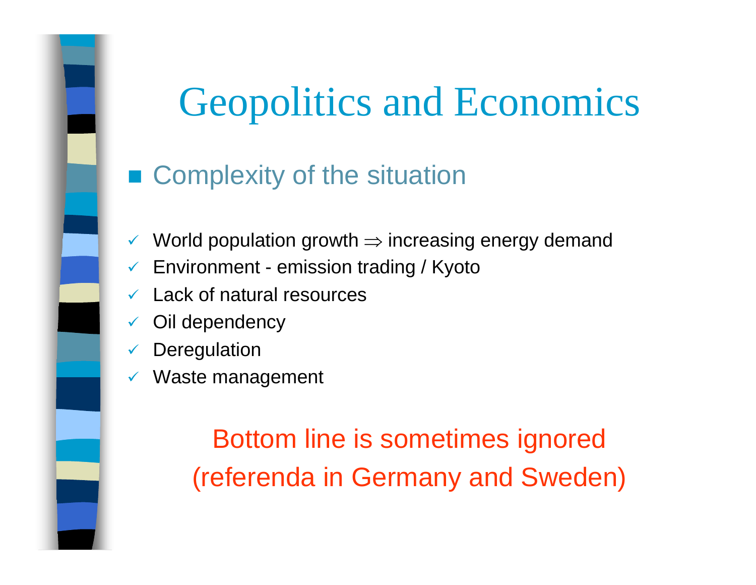# Geopolitics and Economics

- Complexity of the situation

- ✓ World population growth $\Rightarrow$ increasing energy demand
- ✓ Environment - emission trading / Kyoto
- ✓ Lack of natural resources
- ✓ Oil dependency
- ✓ Deregulation
- ✓ Waste management

Bottom line is sometimes ignored (referenda in Germany and Sweden)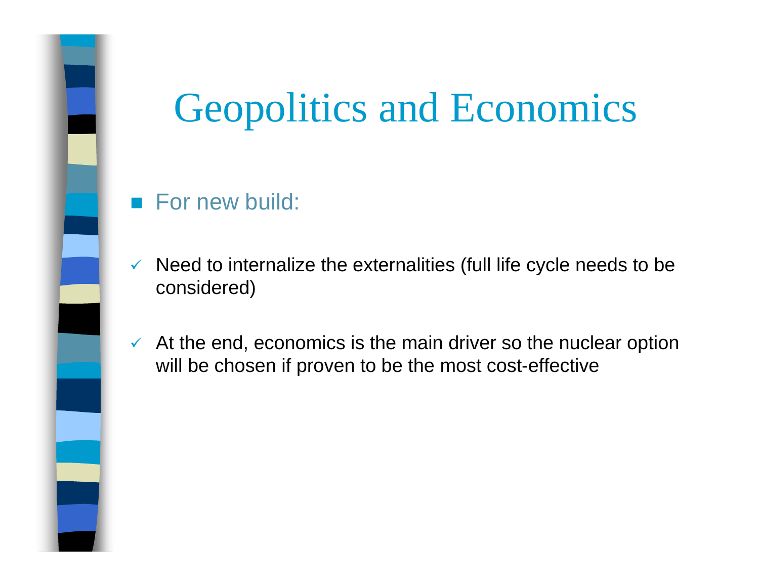# Geopolitics and Economics

- For new build:

  - ✓ Need to internalize the externalities (full life cycle needs to be considered)

  - ✓ At the end, economics is the main driver so the nuclear option will be chosen if proven to be the most cost-effective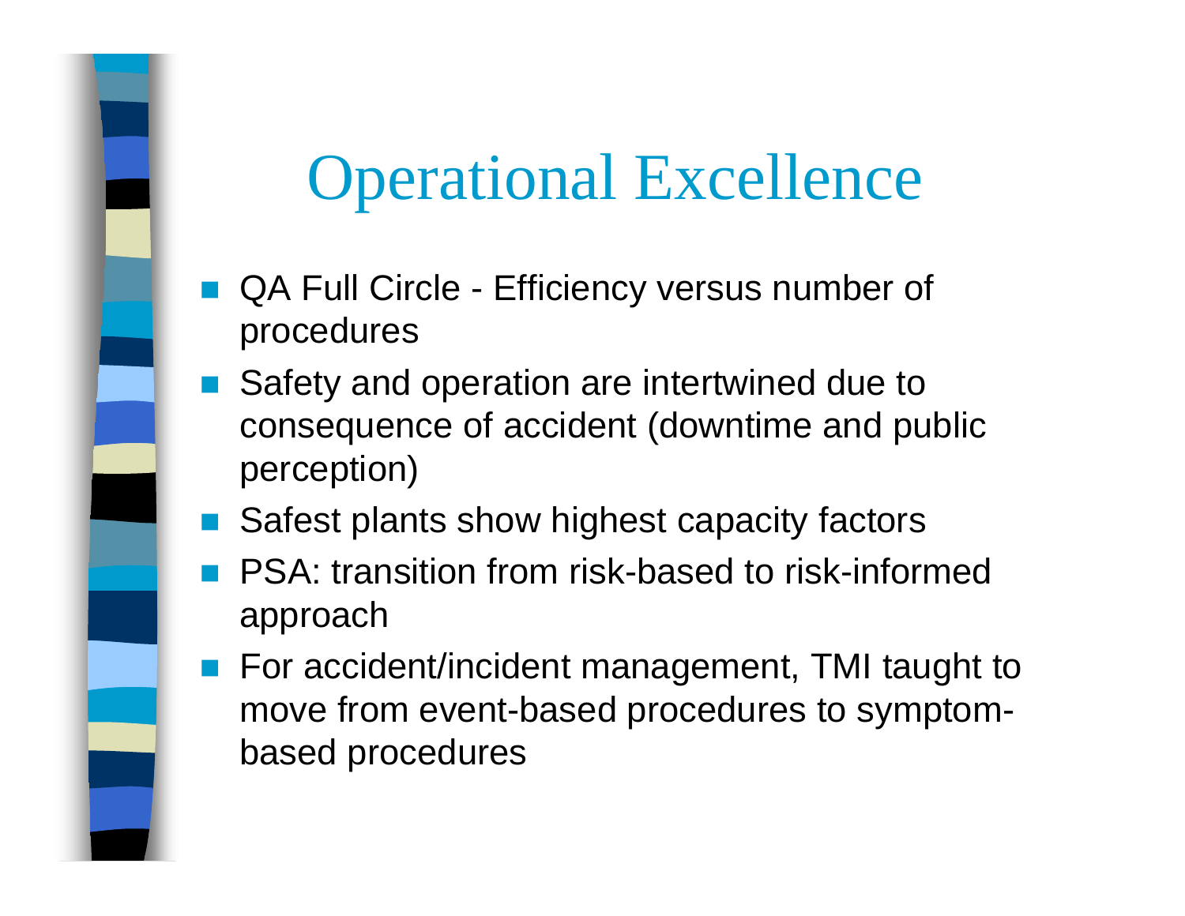# Operational Excellence

- QA Full Circle - Efficiency versus number of procedures
- Safety and operation are intertwined due to consequence of accident (downtime and public perception)
- Safest plants show highest capacity factors
- PSA: transition from risk-based to risk-informed approach
- For accident/incident management, TMI taught to move from event-based procedures to symptom-based procedures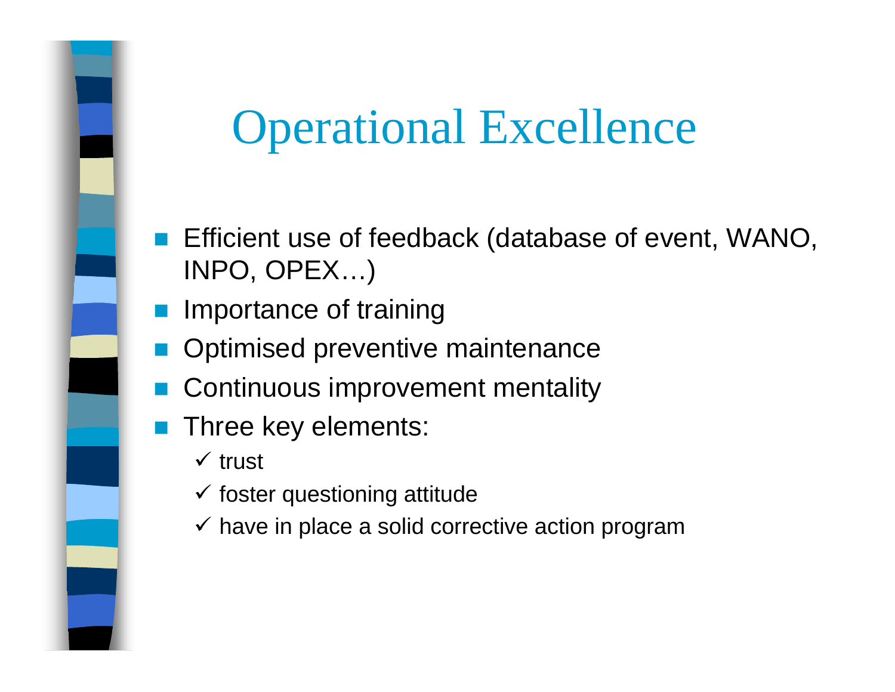# Operational Excellence

- Efficient use of feedback (database of event, WANO, INPO, OPEX…)
- Importance of training
- Optimised preventive maintenance
- Continuous improvement mentality
- Three key elements:
  - ✓ trust
  - ✓ foster questioning attitude
  - ✓ have in place a solid corrective action program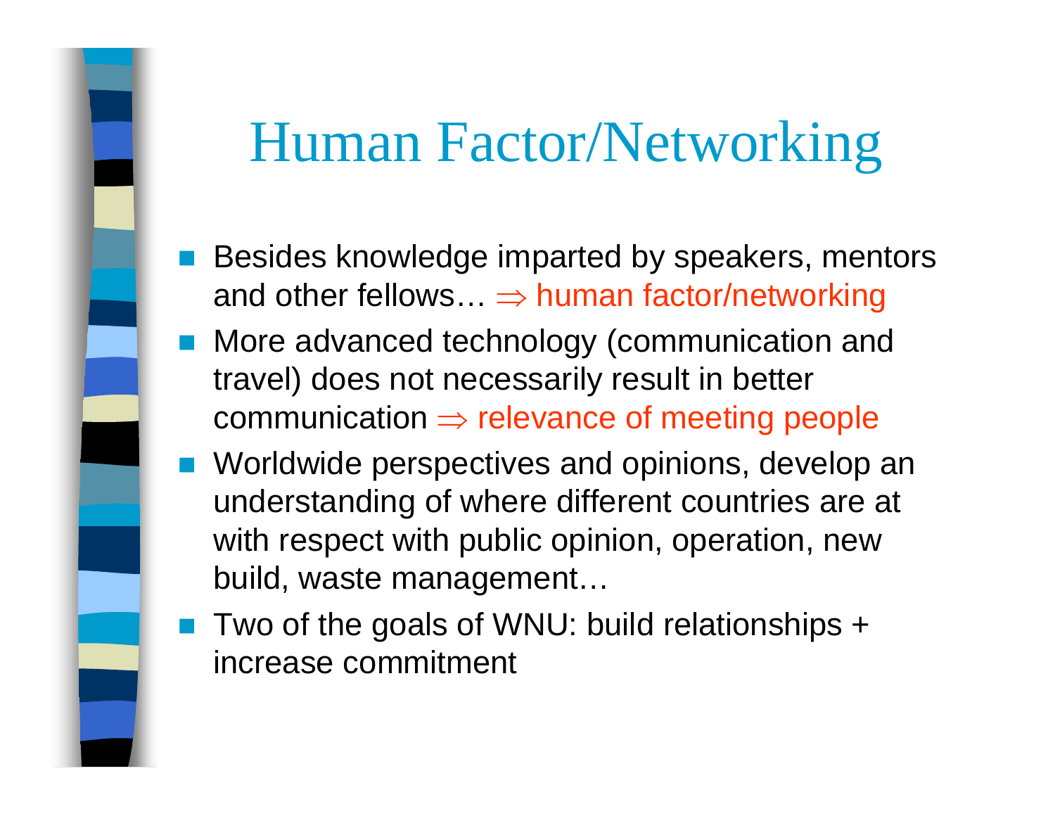# Human Factor/Networking

- Besides knowledge imparted by speakers, mentors and other fellows… $\Rightarrow$ human factor/networking
- More advanced technology (communication and travel) does not necessarily result in better communication $\Rightarrow$ relevance of meeting people
- Worldwide perspectives and opinions, develop an understanding of where different countries are at with respect with public opinion, operation, new build, waste management…
- Two of the goals of WNU: build relationships + increase commitment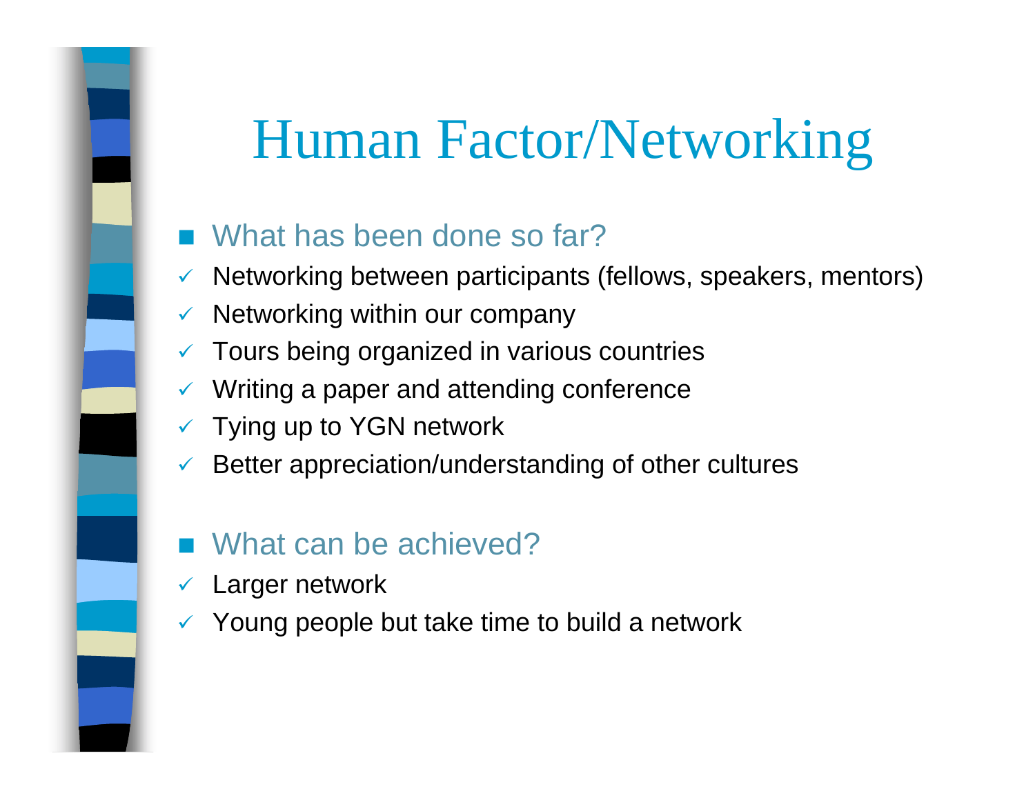# Human Factor/Networking

- What has been done so far?
  - ✓ Networking between participants (fellows, speakers, mentors)
  - ✓ Networking within our company
  - ✓ Tours being organized in various countries
  - ✓ Writing a paper and attending conference
  - ✓ Tying up to YGN network
  - ✓ Better appreciation/understanding of other cultures

- What can be achieved?
  - ✓ Larger network
  - ✓ Young people but take time to build a network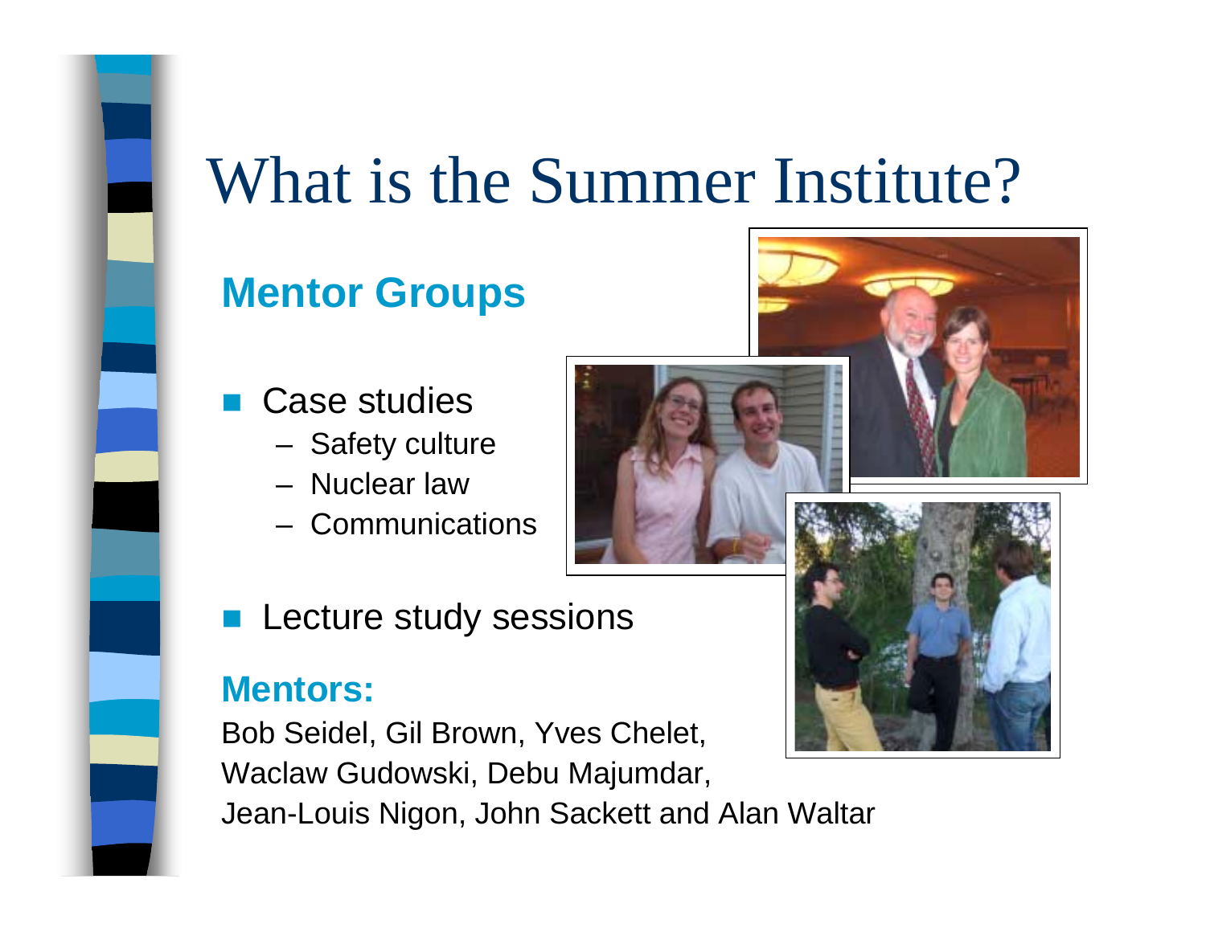# What is the Summer Institute?

## Mentor Groups

- Case studies
  - Safety culture
  - Nuclear law
  - Communications
- Lecture study sessions

**Mentors:**

Bob Seidel, Gil Brown, Yves Chelet, Waclaw Gudowski, Debu Majumdar, Jean-Louis Nigon, John Sackett and Alan Waltar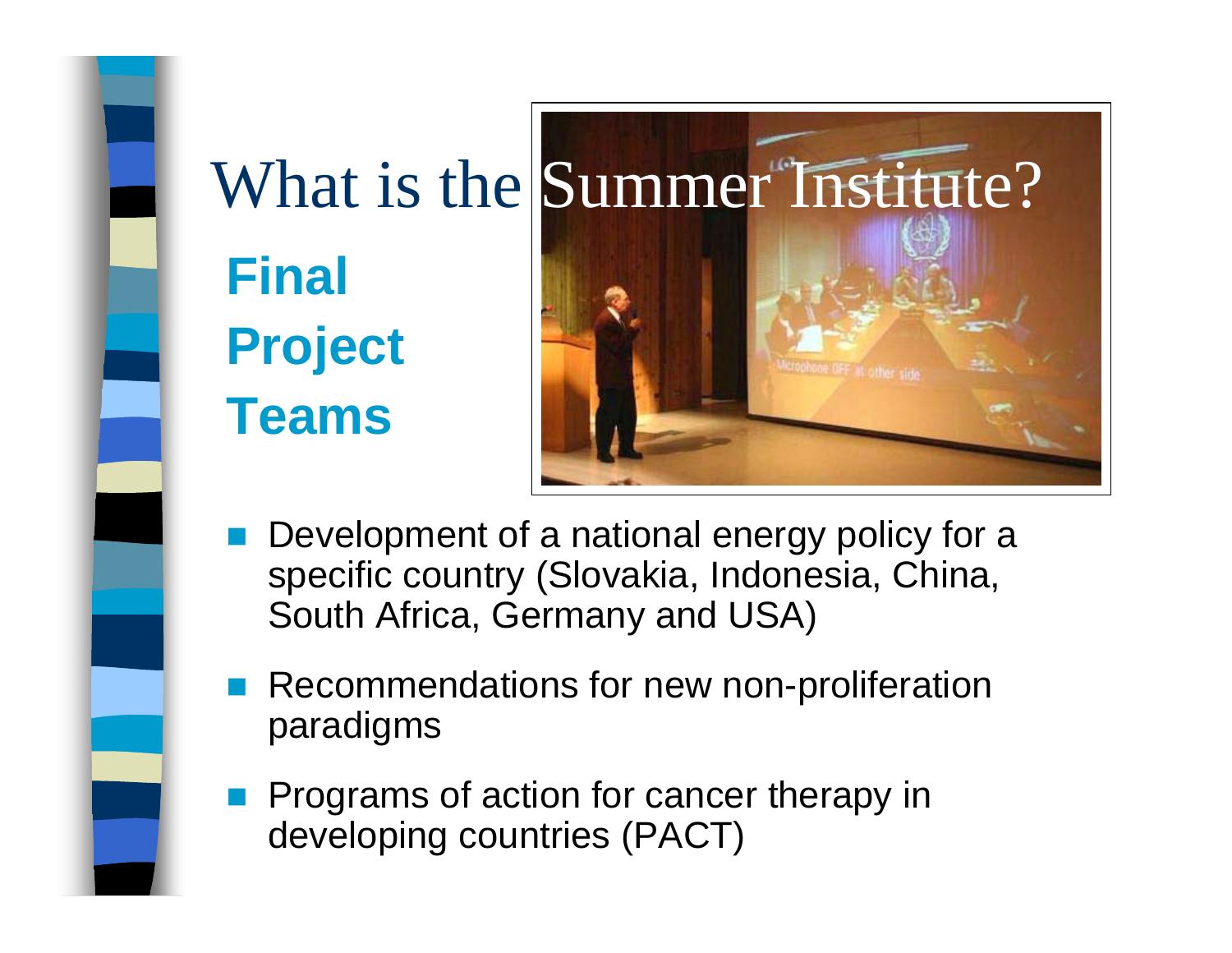# What is the Summer Institute?

## Final Project Teams

- Development of a national energy policy for a specific country (Slovakia, Indonesia, China, South Africa, Germany and USA)
- Recommendations for new non-proliferation paradigms
- Programs of action for cancer therapy in developing countries (PACT)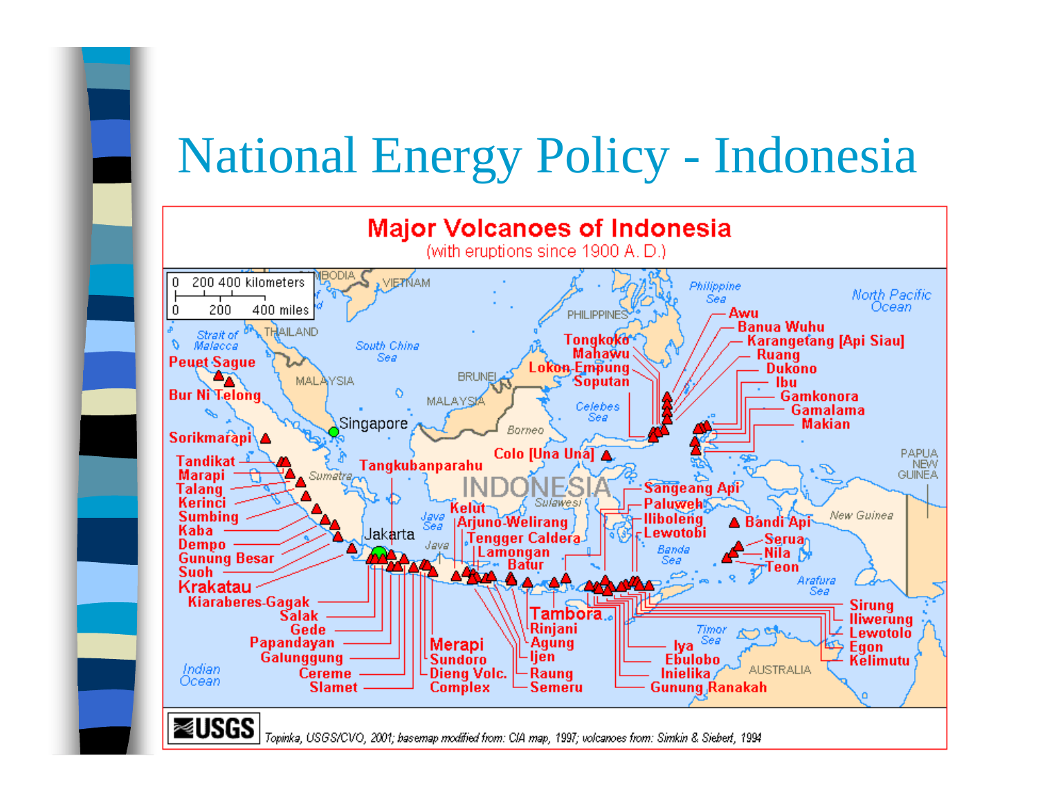# National Energy Policy - Indonesia

## Major Volcanoes of Indonesia

(with eruptions since 1900 A. D.)

Peuet Sague, Bur Ni Telong, Sorikmarapi, Tandikat, Marapi, Talang, Kerinci, Sumbing, Kaba, Dempo, Gunung Besar, Suoh, Krakatau, Kiaraberes-Gagak, Salak, Gede, Papandayan, Galunggung, Cereme, Slamet, Tangkubanparahu, Merapi, Sundoro, Dieng Volc. Complex, Kelut, Arjuno-Welirang, Tengger Caldera, Lamongan, Batur, Tambora, Rinjani, Agung, Ijen, Raung, Semeru, Colo [Una Una], Tongkoko, Mahawu, Lokon-Empung, Soputan, Awu, Banua Wuhu, Karangetang [Api Siau], Ruang, Dukono, Ibu, Gamkonora, Gamalama, Makian, Sangeang Api, Paluweh, Iliboleng, Lewotobi, Banda Api, Serua, Nila, Teon, Sirung, Iliwerung, Lewotolo, Egon, Kelimutu, Iya, Ebulobo, Inielika, Gunung Ranakah

USGS — Topinka, USGS/CVO, 2001; basemap modified from: CIA map, 1997; volcanoes from: Simkin & Siebert, 1994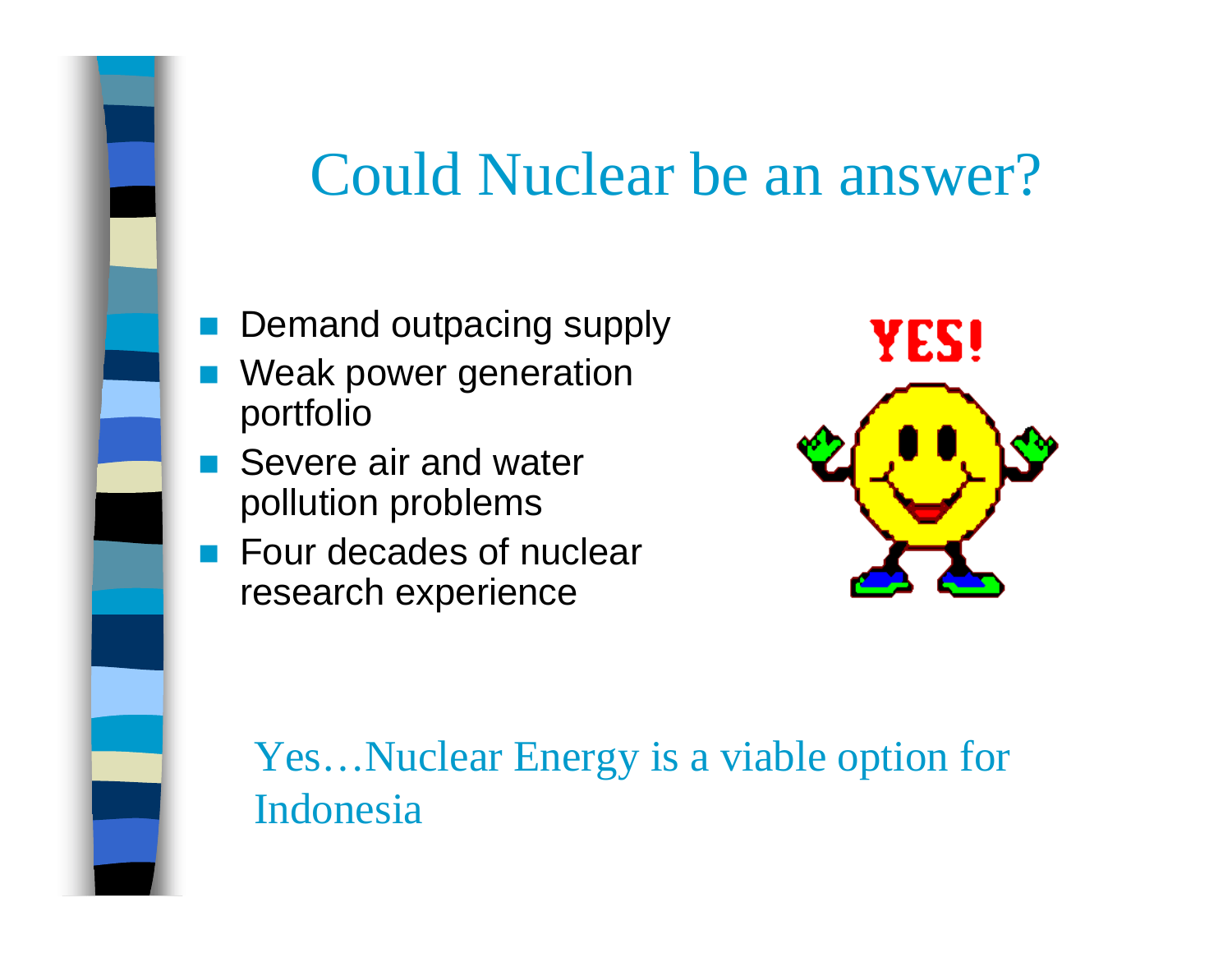# Could Nuclear be an answer?

- Demand outpacing supply
- Weak power generation portfolio
- Severe air and water pollution problems
- Four decades of nuclear research experience

Yes…Nuclear Energy is a viable option for Indonesia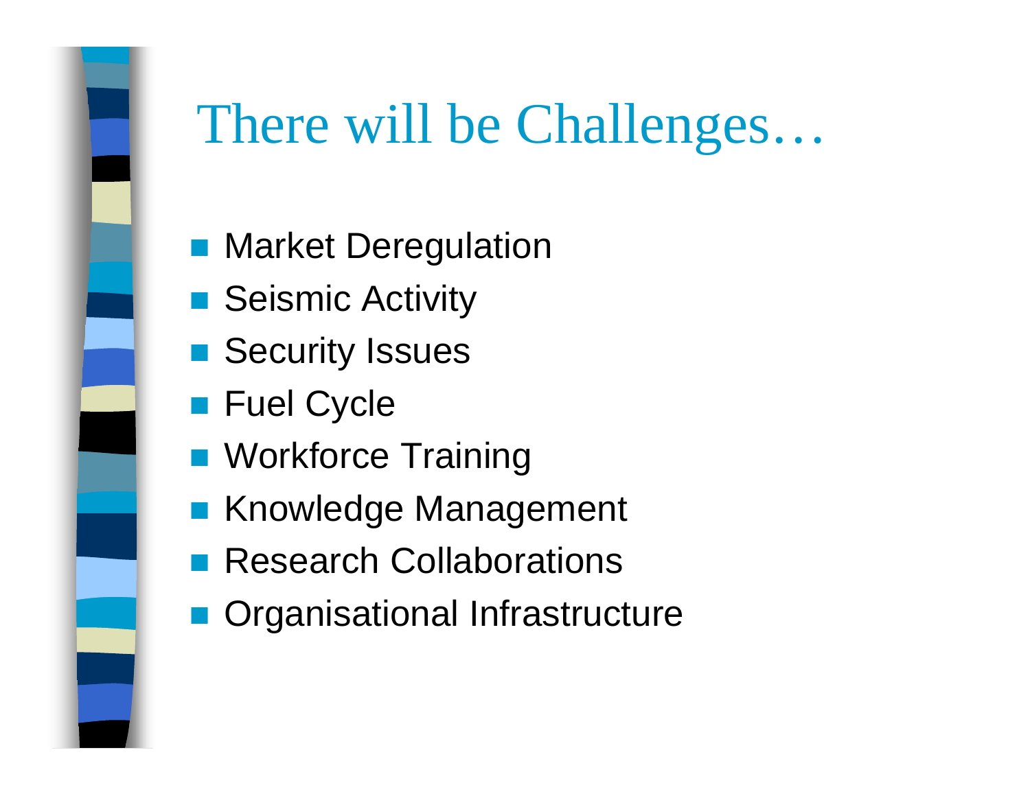# There will be Challenges…

- Market Deregulation
- Seismic Activity
- Security Issues
- Fuel Cycle
- Workforce Training
- Knowledge Management
- Research Collaborations
- Organisational Infrastructure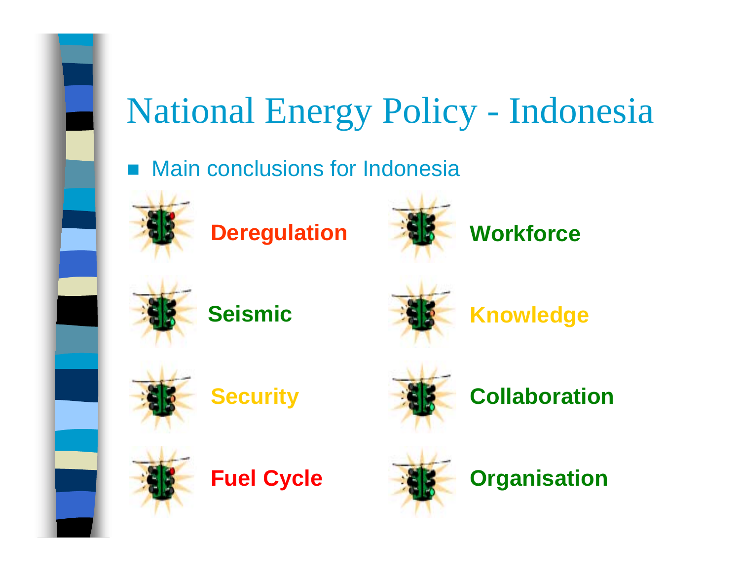# National Energy Policy - Indonesia

- Main conclusions for Indonesia

Deregulation

Workforce

Seismic

Knowledge

Security

Collaboration

Fuel Cycle

Organisation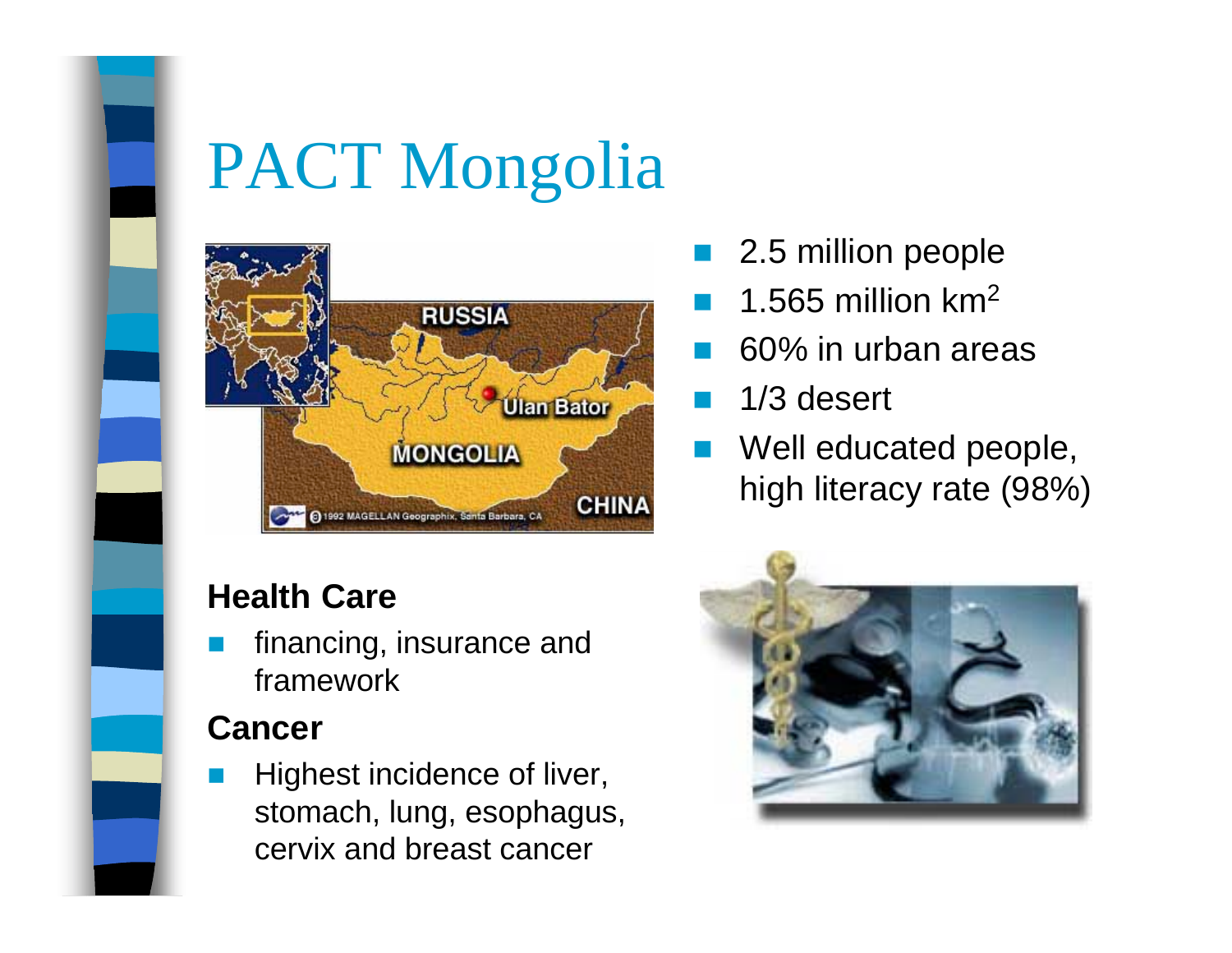# PACT Mongolia

- 2.5 million people
- 1.565 million km$^2$
- 60% in urban areas
- 1/3 desert
- Well educated people, high literacy rate (98%)

**Health Care**

- financing, insurance and framework

**Cancer**

- Highest incidence of liver, stomach, lung, esophagus, cervix and breast cancer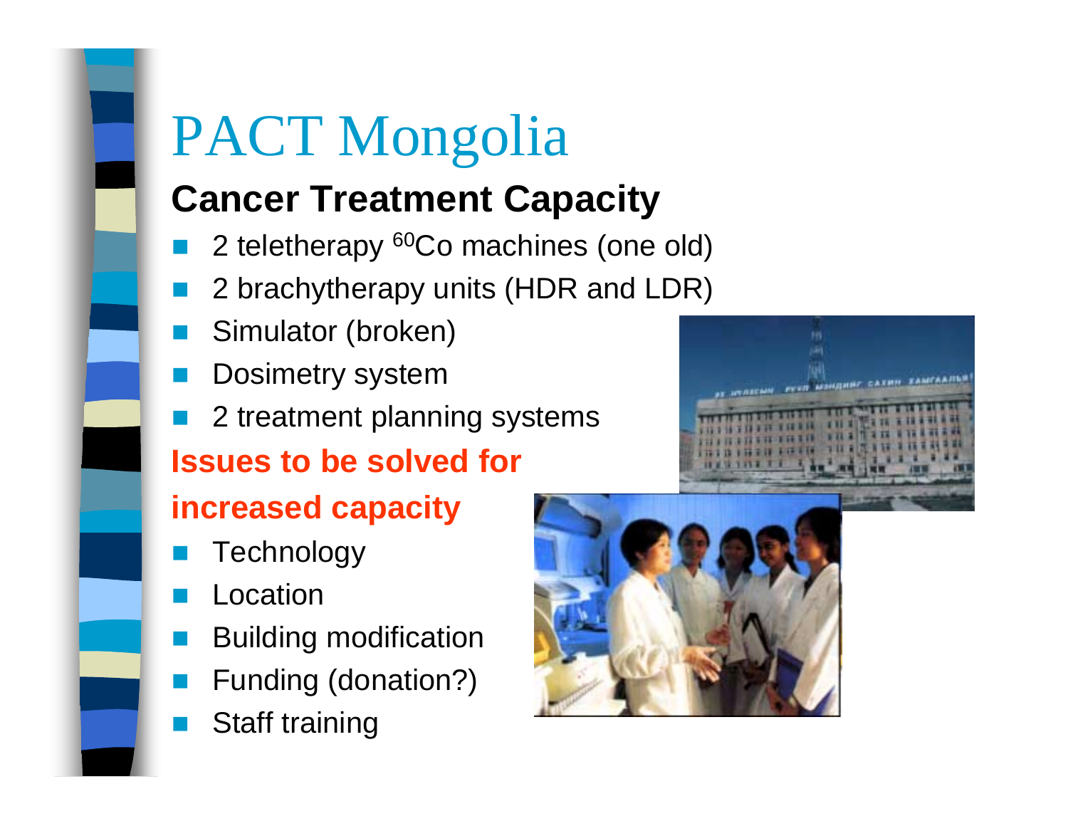# PACT Mongolia

## Cancer Treatment Capacity

- 2 teletherapy $^{60}Co$ machines (one old)
- 2 brachytherapy units (HDR and LDR)
- Simulator (broken)
- Dosimetry system
- 2 treatment planning systems

## Issues to be solved for increased capacity

- Technology
- Location
- Building modification
- Funding (donation?)
- Staff training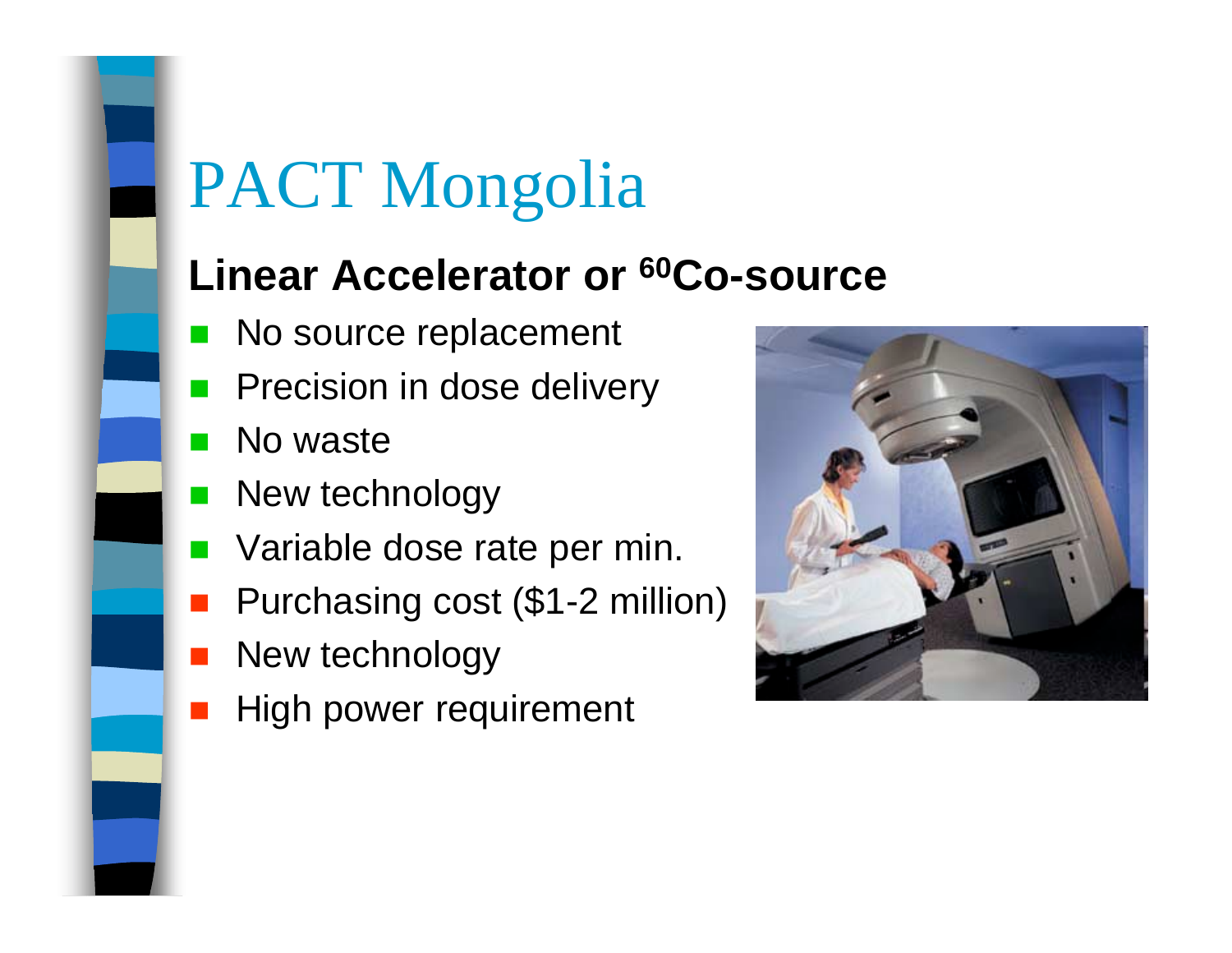# PACT Mongolia

## Linear Accelerator or $^{60}$Co-source

- No source replacement
- Precision in dose delivery
- No waste
- New technology
- Variable dose rate per min.
- Purchasing cost ($1-2 million)
- New technology
- High power requirement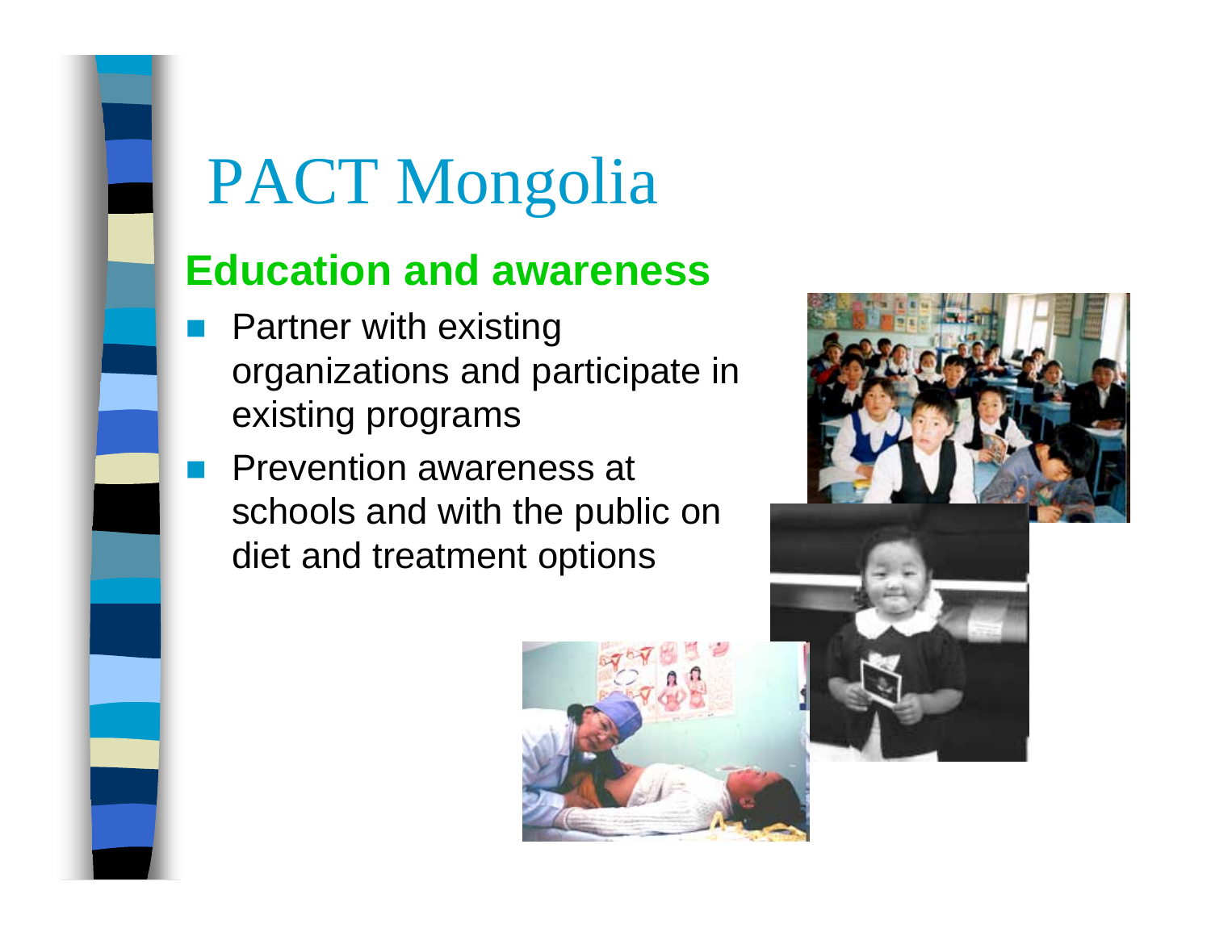# PACT Mongolia

## Education and awareness

- Partner with existing organizations and participate in existing programs
- Prevention awareness at schools and with the public on diet and treatment options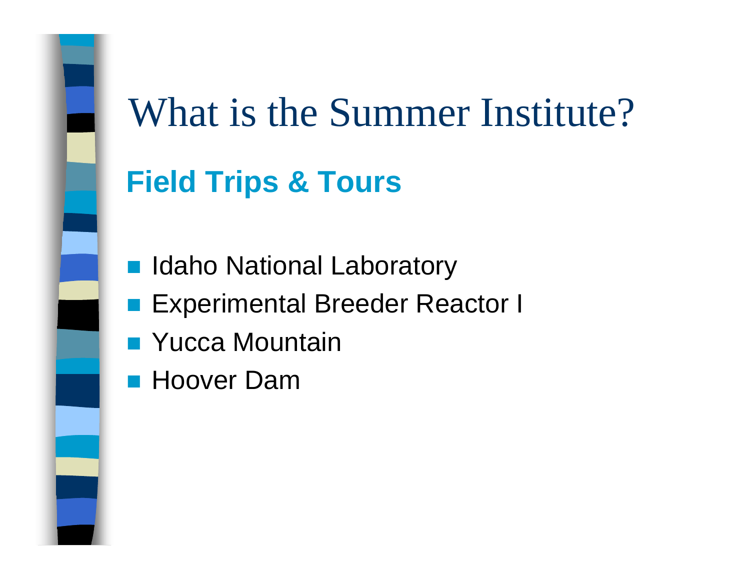# What is the Summer Institute?

## Field Trips & Tours

- Idaho National Laboratory
- Experimental Breeder Reactor I
- Yucca Mountain
- Hoover Dam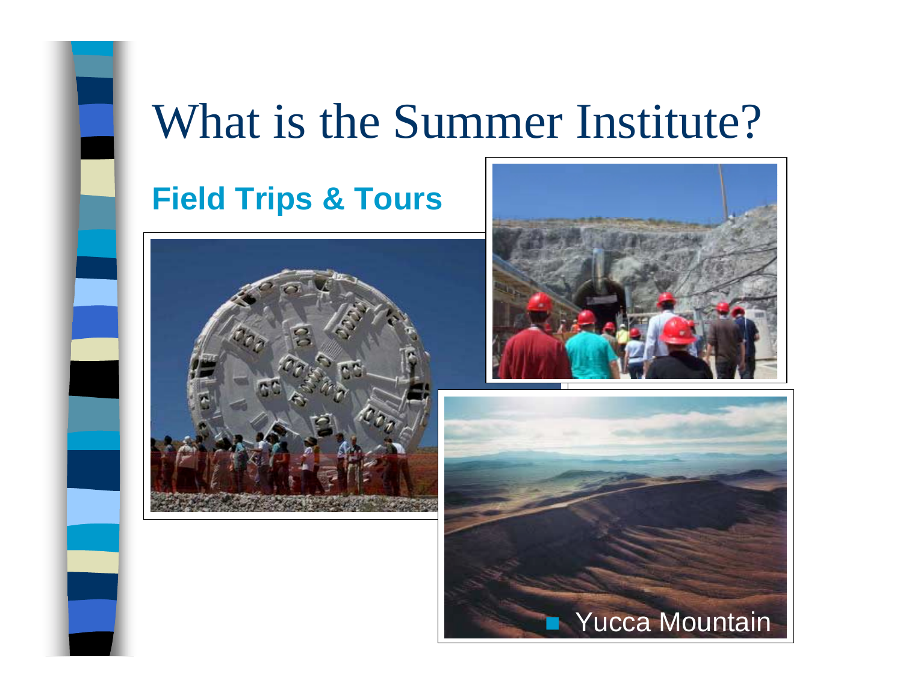# What is the Summer Institute?

## Field Trips & Tours

- Yucca Mountain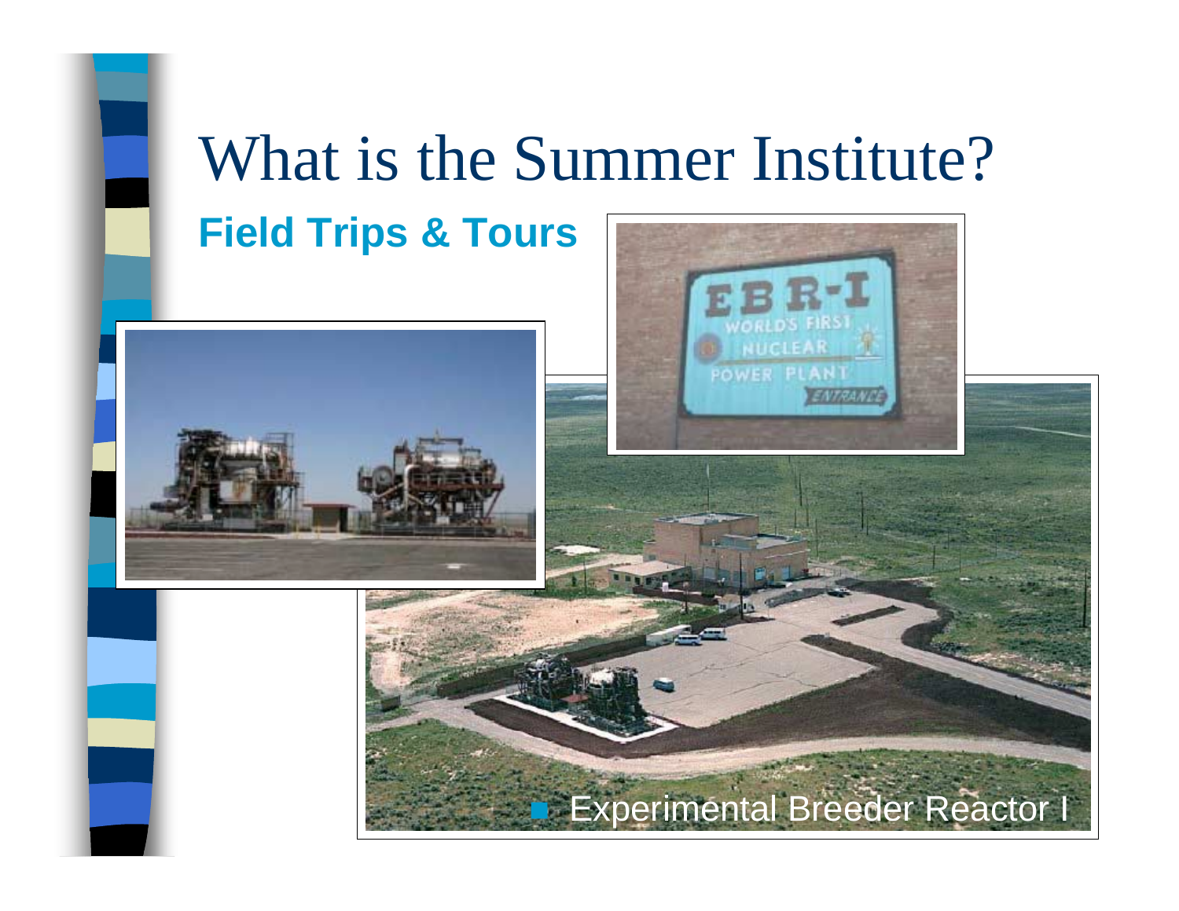# What is the Summer Institute?

## Field Trips & Tours

- Experimental Breeder Reactor I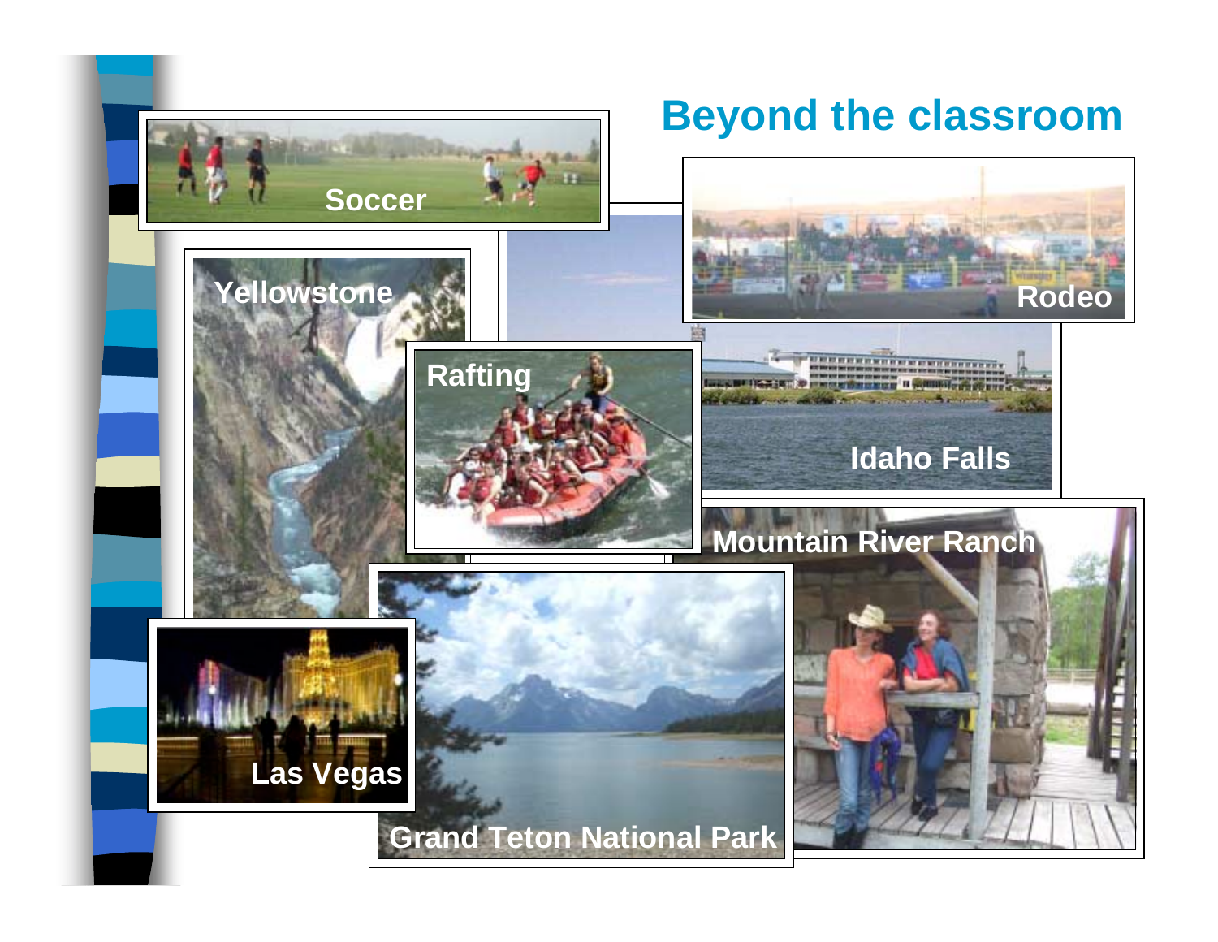# Beyond the classroom

Soccer

Rodeo

Yellowstone

Rafting

Idaho Falls

Mountain River Ranch

Las Vegas

Grand Teton National Park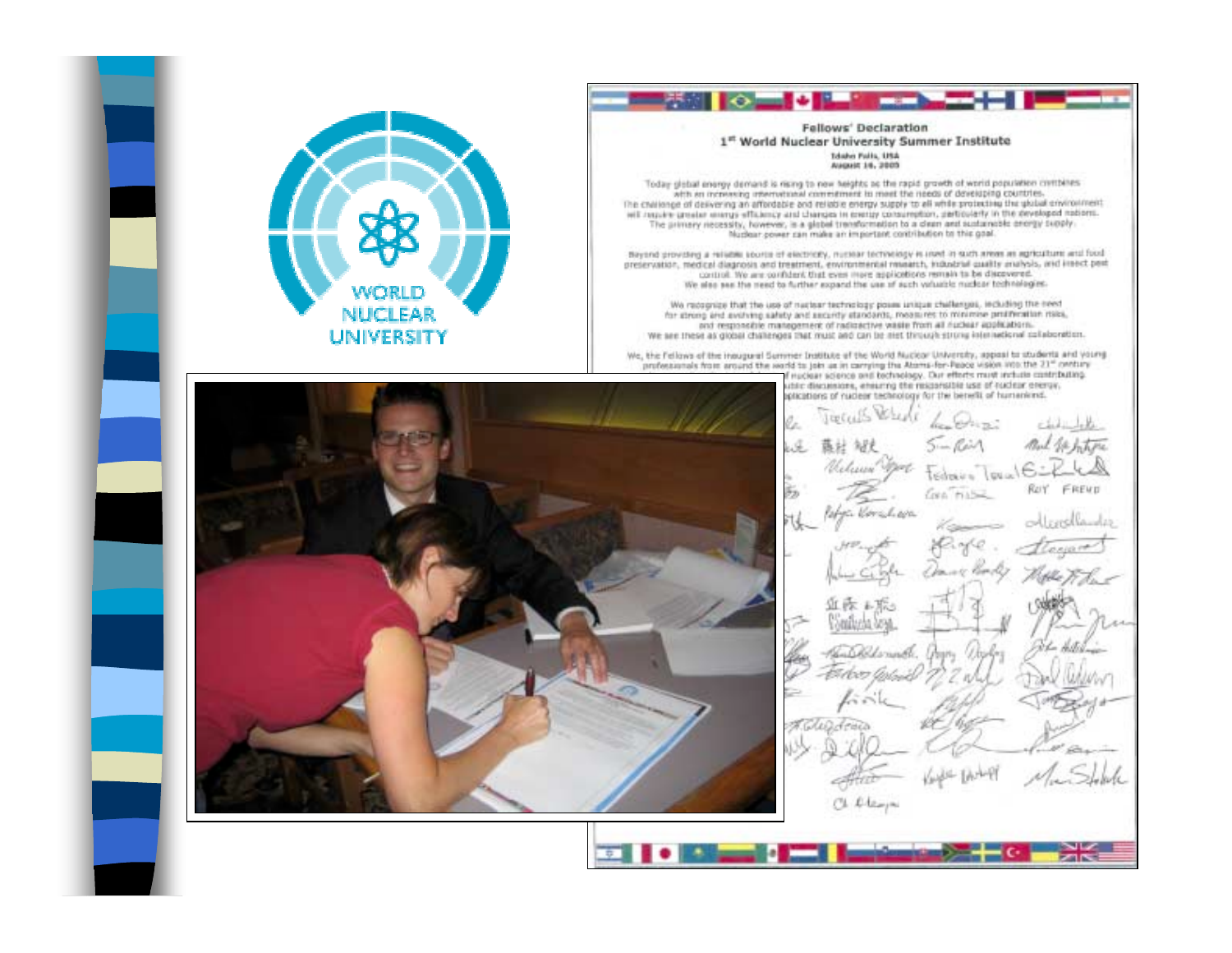WORLD NUCLEAR UNIVERSITY

**Fellows' Declaration**

**1st World Nuclear University Summer Institute**

Idaho Falls, USA

August 16, 2005

Today global energy demand is rising to new heights as the rapid growth of world population combines with an increasing international commitment to meet the needs of developing countries. The challenge of delivering an affordable and reliable energy supply to all while protecting the global environment will require greater energy efficiency and changes in energy consumption, particularly in the developed nations. The primary necessity, however, is a global transformation to a clean and sustainable energy supply. Nuclear power can make an important contribution to this goal.

Beyond providing a reliable source of electricity, nuclear technology is used in such areas as agriculture and food preservation, medical diagnosis and treatment, environmental research, industrial quality analysis, and insect pest control. We are confident that even more applications remain to be discovered. We also see the need to further expand the use of such valuable nuclear technologies.

We recognize that the use of nuclear technology poses unique challenges, including the need for strong and evolving safety and security standards, measures to minimize proliferation risks, and responsible management of radioactive waste from all nuclear applications. We see these as global challenges that must and can be met through strong international collaboration.

We, the Fellows of the inaugural Summer Institute of the World Nuclear University, appeal to students and young professionals from around the world to join us in carrying the Atoms-for-Peace vision into the 21st century ... nuclear science and technology. Our efforts must include contributing ... public discussions, ensuring the responsible use of nuclear energy, ... applications of nuclear technology for the benefit of humankind.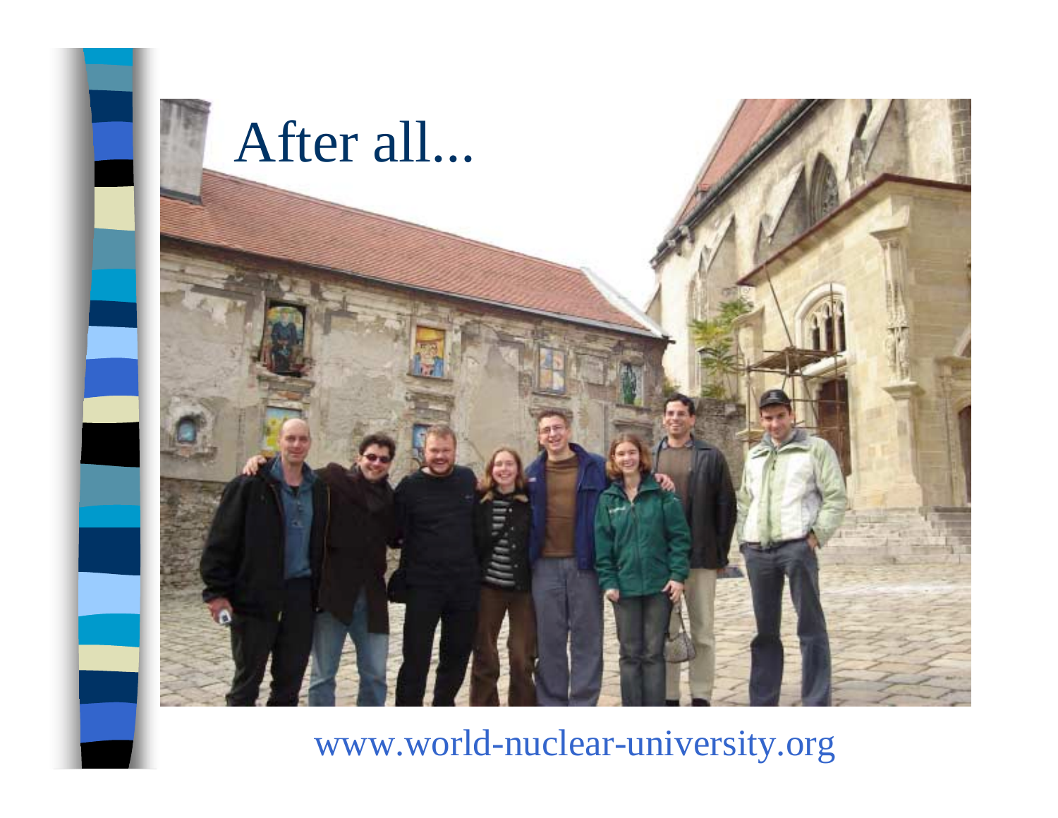# After all...

www.world-nuclear-university.org